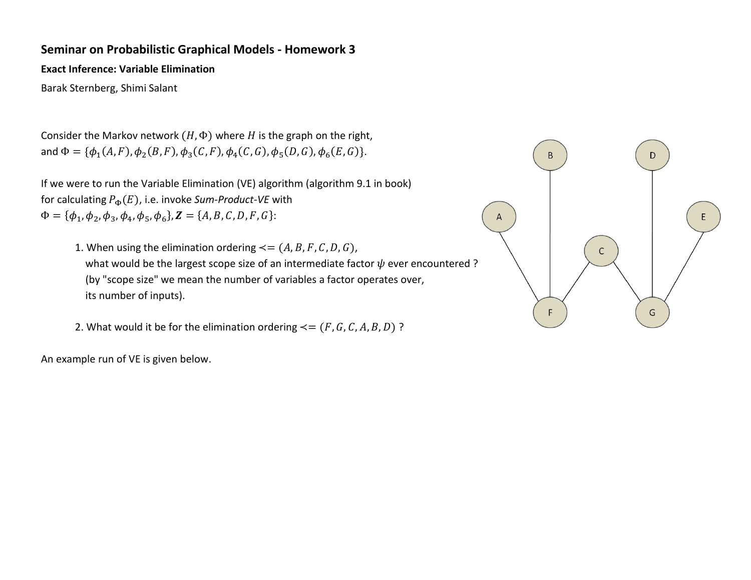**Seminar on Probabilistic Graphical Models - Homework 3**

**Exact Inference: Variable Elimination**

Barak Sternberg, Shimi Salant

Consider the Markov network $(H, \Phi)$ where $H$ is the graph on the right, and $\Phi = \{\phi_1(A,F), \phi_2(B,F), \phi_3(C,F), \phi_4(C,G), \phi_5(D,G), \phi_6(E,G)\}$.

If we were to run the Variable Elimination (VE) algorithm (algorithm 9.1 in book) for calculating $P_\Phi(E)$, i.e. invoke *Sum-Product-VE* with $\Phi = \{\phi_1, \phi_2, \phi_3, \phi_4, \phi_5, \phi_6\}, \boldsymbol{Z} = \{A, B, C, D, F, G\}$:

1. When using the elimination ordering $\prec = (A, B, F, C, D, G)$, what would be the largest scope size of an intermediate factor $\psi$ ever encountered ? (by "scope size" we mean the number of variables a factor operates over, its number of inputs).

2. What would it be for the elimination ordering $\prec = (F, G, C, A, B, D)$ ?

An example run of VE is given below.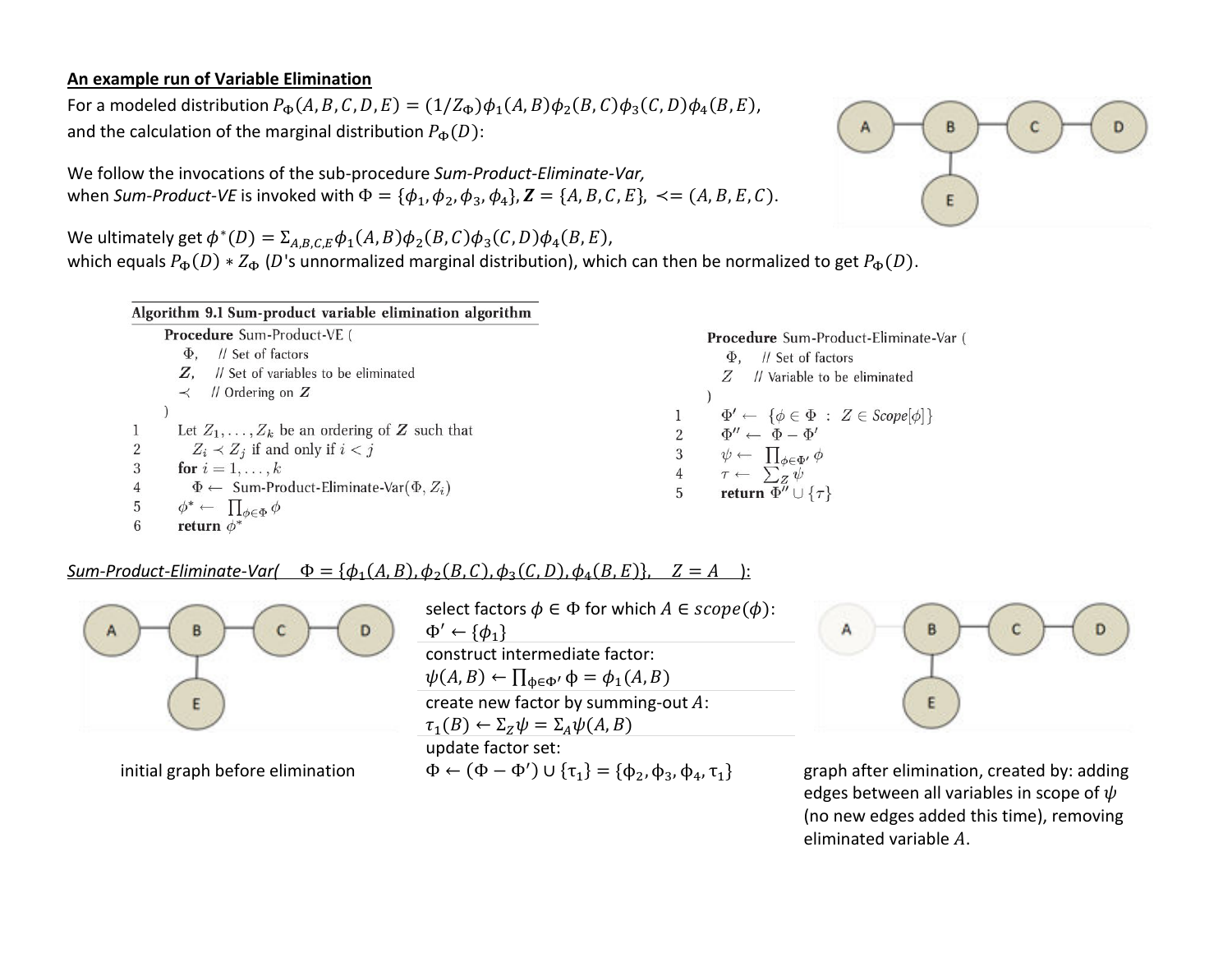**An example run of Variable Elimination**

For a modeled distribution $P_\Phi(A,B,C,D,E) = (1/Z_\Phi)\phi_1(A,B)\phi_2(B,C)\phi_3(C,D)\phi_4(B,E)$, and the calculation of the marginal distribution $P_\Phi(D)$:

We follow the invocations of the sub-procedure *Sum-Product-Eliminate-Var,* when *Sum-Product-VE* is invoked with $\Phi = \{\phi_1, \phi_2, \phi_3, \phi_4\}$, $\boldsymbol{Z} = \{A, B, C, E\}$, $\prec = (A, B, E, C)$.

We ultimately get $\phi^*(D) = \Sigma_{A,B,C,E}\phi_1(A,B)\phi_2(B,C)\phi_3(C,D)\phi_4(B,E)$, which equals $P_\Phi(D) * Z_\Phi$ ($D$'s unnormalized marginal distribution), which can then be normalized to get $P_\Phi(D)$.

**Algorithm 9.1 Sum-product variable elimination algorithm**

```
    Procedure Sum-Product-VE (
      Φ,    // Set of factors
      Z,    // Set of variables to be eliminated
      ≺     // Ordering on Z
    )
1     Let Z_1, ..., Z_k be an ordering of Z such that
2       Z_i ≺ Z_j if and only if i < j
3     for i = 1, ..., k
4       Φ ← Sum-Product-Eliminate-Var(Φ, Z_i)
5     φ* ← ∏_{φ∈Φ} φ
6     return φ*
```

```
    Procedure Sum-Product-Eliminate-Var (
      Φ,    // Set of factors
      Z     // Variable to be eliminated
    )
1     Φ' ← {φ ∈ Φ : Z ∈ Scope[φ]}
2     Φ'' ← Φ − Φ'
3     ψ ← ∏_{φ∈Φ'} φ
4     τ ← Σ_Z ψ
5     return Φ'' ∪ {τ}
```

*Sum-Product-Eliminate-Var(* $\Phi = \{\phi_1(A,B), \phi_2(B,C), \phi_3(C,D), \phi_4(B,E)\}$, $Z = A$ *):*

initial graph before elimination

select factors $\phi \in \Phi$ for which $A \in scope(\phi)$:
$\Phi' \leftarrow \{\phi_1\}$

construct intermediate factor:
$\psi(A,B) \leftarrow \prod_{\phi\in\Phi'} \phi = \phi_1(A,B)$

create new factor by summing-out $A$:
$\tau_1(B) \leftarrow \Sigma_Z \psi = \Sigma_A \psi(A,B)$

update factor set:
$\Phi \leftarrow (\Phi - \Phi') \cup \{\tau_1\} = \{\phi_2, \phi_3, \phi_4, \tau_1\}$

graph after elimination, created by: adding edges between all variables in scope of $\psi$ (no new edges added this time), removing eliminated variable $A$.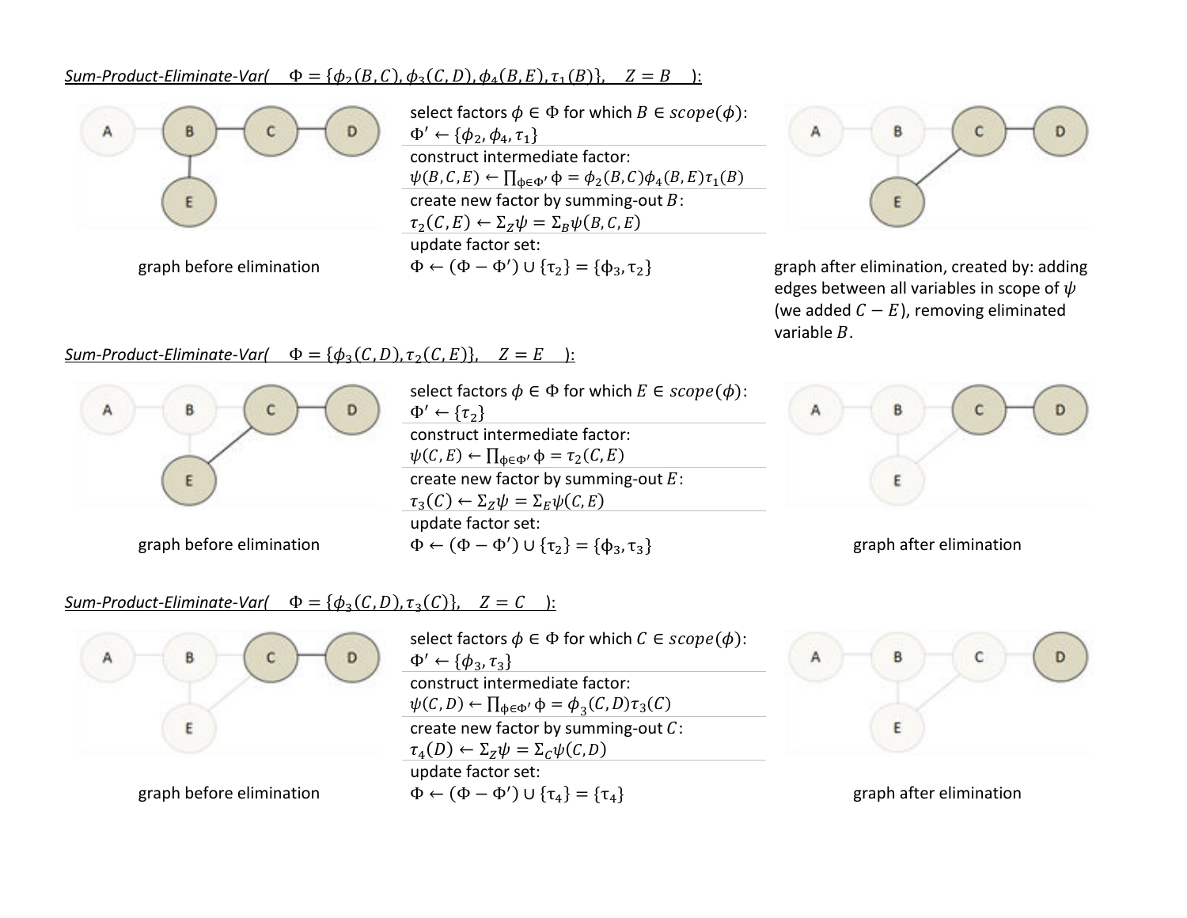*Sum-Product-Eliminate-Var( $\Phi = \{\phi_2(B,C), \phi_3(C,D), \phi_4(B,E), \tau_1(B)\}$, $Z = B$ ):*

A B C D E

graph before elimination

select factors $\phi \in \Phi$ for which $B \in scope(\phi)$:
$\Phi' \leftarrow \{\phi_2, \phi_4, \tau_1\}$

construct intermediate factor:
$\psi(B,C,E) \leftarrow \prod_{\phi\in\Phi'} \phi = \phi_2(B,C)\phi_4(B,E)\tau_1(B)$

create new factor by summing-out $B$:
$\tau_2(C,E) \leftarrow \Sigma_Z \psi = \Sigma_B \psi(B,C,E)$

update factor set:
$\Phi \leftarrow (\Phi - \Phi') \cup \{\tau_2\} = \{\phi_3, \tau_2\}$

A B C D E

graph after elimination, created by: adding edges between all variables in scope of $\psi$ (we added $C - E$), removing eliminated variable $B$.

*Sum-Product-Eliminate-Var( $\Phi = \{\phi_3(C,D), \tau_2(C,E)\}$, $Z = E$ ):*

A B C D E

graph before elimination

select factors $\phi \in \Phi$ for which $E \in scope(\phi)$:
$\Phi' \leftarrow \{\tau_2\}$

construct intermediate factor:
$\psi(C,E) \leftarrow \prod_{\phi\in\Phi'} \phi = \tau_2(C,E)$

create new factor by summing-out $E$:
$\tau_3(C) \leftarrow \Sigma_Z \psi = \Sigma_E \psi(C,E)$

update factor set:
$\Phi \leftarrow (\Phi - \Phi') \cup \{\tau_2\} = \{\phi_3, \tau_3\}$

A B C D E

graph after elimination

*Sum-Product-Eliminate-Var( $\Phi = \{\phi_3(C,D), \tau_3(C)\}$, $Z = C$ ):*

A B C D E

graph before elimination

select factors $\phi \in \Phi$ for which $C \in scope(\phi)$:
$\Phi' \leftarrow \{\phi_3, \tau_3\}$

construct intermediate factor:
$\psi(C,D) \leftarrow \prod_{\phi\in\Phi'} \phi = \phi_3(C,D)\tau_3(C)$

create new factor by summing-out $C$:
$\tau_4(D) \leftarrow \Sigma_Z \psi = \Sigma_C \psi(C,D)$

update factor set:
$\Phi \leftarrow (\Phi - \Phi') \cup \{\tau_4\} = \{\tau_4\}$

A B C D E

graph after elimination